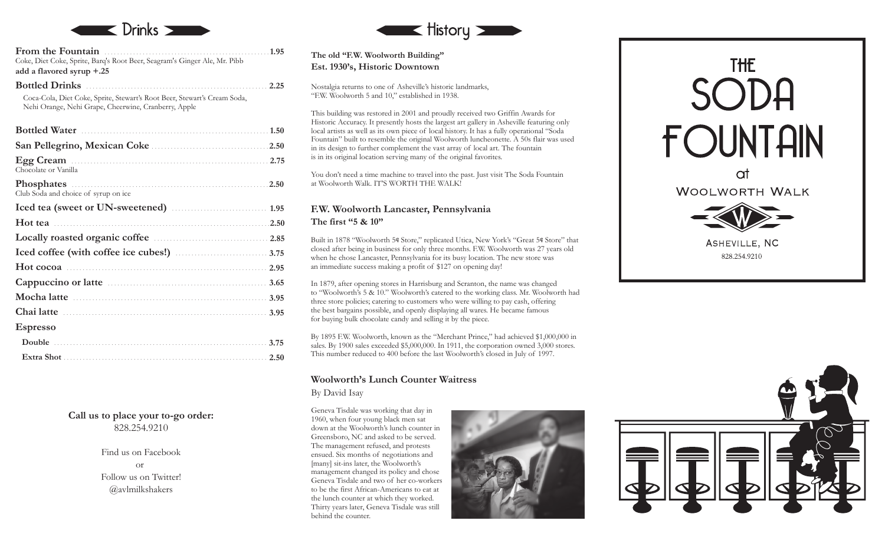## Drinks

| | |
|---|---|
| **From the Fountain** | **1.95** |
| Coke, Diet Coke, Sprite, Barq's Root Beer, Seagram's Ginger Ale, Mr. Pibb<br>**add a flavored syrup +.25** | |
| **Bottled Drinks** | **2.25** |
| Coca-Cola, Diet Coke, Sprite, Stewart's Root Beer, Stewart's Cream Soda, Nehi Orange, Nehi Grape, Cheerwine, Cranberry, Apple | |
| **Bottled Water** | **1.50** |
| **San Pellegrino, Mexican Coke** | **2.50** |
| **Egg Cream**<br>Chocolate or Vanilla | **2.75** |
| **Phosphates**<br>Club Soda and choice of syrup on ice | **2.50** |
| **Iced tea (sweet or UN-sweetened)** | **1.95** |
| **Hot tea** | **2.50** |
| **Locally roasted organic coffee** | **2.85** |
| **Iced coffee (with coffee ice cubes!)** | **3.75** |
| **Hot cocoa** | **2.95** |
| **Cappuccino or latte** | **3.65** |
| **Mocha latte** | **3.95** |
| **Chai latte** | **3.95** |
| **Espresso** | |
| **Double** | **3.75** |
| **Extra Shot** | **2.50** |

**Call us to place your to-go order:**
828.254.9210

Find us on Facebook
or
Follow us on Twitter!
@avlmilkshakers

## History

**The old "F.W. Woolworth Building"**
**Est. 1930's, Historic Downtown**

Nostalgia returns to one of Asheville's historic landmarks, "F.W. Woolworth 5 and 10," established in 1938.

This building was restored in 2001 and proudly received two Griffin Awards for Historic Accuracy. It presently hosts the largest art gallery in Asheville featuring only local artists as well as its own piece of local history. It has a fully operational "Soda Fountain" built to resemble the original Woolworth luncheonette. A 50s flair was used in its design to further complement the vast array of local art. The fountain is in its original location serving many of the original favorites.

You don't need a time machine to travel into the past. Just visit The Soda Fountain at Woolworth Walk. IT'S WORTH THE WALK!

### F.W. Woolworth Lancaster, Pennsylvania
**The first "5 & 10"**

Built in 1878 "Woolworth 5¢ Store," replicated Utica, New York's "Great 5¢ Store" that closed after being in business for only three months. F.W. Woolworth was 27 years old when he chose Lancaster, Pennsylvania for its busy location. The new store was an immediate success making a profit of $127 on opening day!

In 1879, after opening stores in Harrisburg and Scranton, the name was changed to "Woolworth's 5 & 10." Woolworth's catered to the working class. Mr. Woolworth had three store policies; catering to customers who were willing to pay cash, offering the best bargains possible, and openly displaying all wares. He became famous for buying bulk chocolate candy and selling it by the piece.

By 1895 F.W. Woolworth, known as the "Merchant Prince," had achieved $1,000,000 in sales. By 1900 sales exceeded $5,000,000. In 1911, the corporation owned 3,000 stores. This number reduced to 400 before the last Woolworth's closed in July of 1997.

### Woolworth's Lunch Counter Waitress
By David Isay

Geneva Tisdale was working that day in 1960, when four young black men sat down at the Woolworth's lunch counter in Greensboro, NC and asked to be served. The management refused, and protests ensued. Six months of negotiations and [many] sit-ins later, the Woolworth's management changed its policy and chose Geneva Tisdale and two of her co-workers to be the first African-Americans to eat at the lunch counter at which they worked. Thirty years later, Geneva Tisdale was still behind the counter.

# THE SODA FOUNTAIN
at
WOOLWORTH WALK

ASHEVILLE, NC
828.254.9210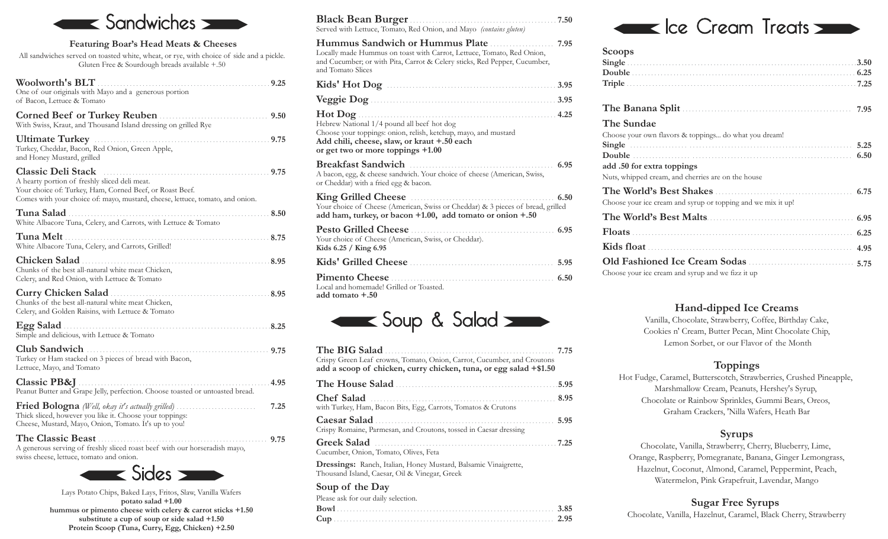# Sandwiches

**Featuring Boar's Head Meats & Cheeses**

All sandwiches served on toasted white, wheat, or rye, with choice of side and a pickle. Gluten Free & Sourdough breads available +.50

**Woolworth's BLT** ... 9.25
One of our originals with Mayo and a generous portion of Bacon, Lettuce & Tomato

**Corned Beef or Turkey Reuben** ... 9.50
With Swiss, Kraut, and Thousand Island dressing on grilled Rye

**Ultimate Turkey** ... 9.75
Turkey, Cheddar, Bacon, Red Onion, Green Apple, and Honey Mustard, grilled

**Classic Deli Stack** ... 9.75
A hearty portion of freshly sliced deli meat.
Your choice of: Turkey, Ham, Corned Beef, or Roast Beef.
Comes with your choice of: mayo, mustard, cheese, lettuce, tomato, and onion.

**Tuna Salad** ... 8.50
White Albacore Tuna, Celery, and Carrots, with Lettuce & Tomato

**Tuna Melt** ... 8.75
White Albacore Tuna, Celery, and Carrots, Grilled!

**Chicken Salad** ... 8.95
Chunks of the best all-natural white meat Chicken, Celery, and Red Onion, with Lettuce & Tomato

**Curry Chicken Salad** ... 8.95
Chunks of the best all-natural white meat Chicken, Celery, and Golden Raisins, with Lettuce & Tomato

**Egg Salad** ... 8.25
Simple and delicious, with Lettuce & Tomato

**Club Sandwich** ... 9.75
Turkey or Ham stacked on 3 pieces of bread with Bacon, Lettuce, Mayo, and Tomato

**Classic PB&J** ... 4.95
Peanut Butter and Grape Jelly, perfection. Choose toasted or untoasted bread.

**Fried Bologna** *(Well, okay it's actually grilled)* ... 7.25
Thick sliced, however you like it. Choose your toppings: Cheese, Mustard, Mayo, Onion, Tomato. It's up to you!

**The Classic Beast** ... 9.75
A generous serving of freshly sliced roast beef with our horseradish mayo, swiss cheese, lettuce, tomato and onion.

# Sides

Lays Potato Chips, Baked Lays, Fritos, Slaw, Vanilla Wafers
**potato salad +1.00**
**hummus or pimento cheese with celery & carrot sticks +1.50**
**substitute a cup of soup or side salad +1.50**
**Protein Scoop (Tuna, Curry, Egg, Chicken) +2.50**

**Black Bean Burger** ... 7.50
Served with Lettuce, Tomato, Red Onion, and Mayo *(contains gluten)*

**Hummus Sandwich or Hummus Plate** ... 7.95
Locally made Hummus on toast with Carrot, Lettuce, Tomato, Red Onion, and Cucumber; or with Pita, Carrot & Celery sticks, Red Pepper, Cucumber, and Tomato Slices

**Kids' Hot Dog** ... 3.95

**Veggie Dog** ... 3.95

**Hot Dog** ... 4.25
Hebrew National 1/4 pound all beef hot dog
Choose your toppings: onion, relish, ketchup, mayo, and mustard
**Add chili, cheese, slaw, or kraut +.50 each**
**or get two or more toppings +1.00**

**Breakfast Sandwich** ... 6.95
A bacon, egg, & cheese sandwich. Your choice of cheese (American, Swiss, or Cheddar) with a fried egg & bacon.

**King Grilled Cheese** ... 6.50
Your choice of Cheese (American, Swiss or Cheddar) & 3 pieces of bread, grilled
**add ham, turkey, or bacon +1.00, add tomato or onion +.50**

**Pesto Grilled Cheese** ... 6.95
Your choice of Cheese (American, Swiss, or Cheddar).
**Kids 6.25 / King 6.95**

**Kids' Grilled Cheese** ... 5.95

**Pimento Cheese** ... 6.50
Local and homemade! Grilled or Toasted.
**add tomato +.50**

# Soup & Salad

**The BIG Salad** ... 7.75
Crispy Green Leaf crowns, Tomato, Onion, Carrot, Cucumber, and Croutons
**add a scoop of chicken, curry chicken, tuna, or egg salad +$1.50**

**The House Salad** ... 5.95

**Chef Salad** ... 8.95
with Turkey, Ham, Bacon Bits, Egg, Carrots, Tomatos & Crutons

**Caesar Salad** ... 5.95
Crispy Romaine, Parmesan, and Croutons, tossed in Caesar dressing

**Greek Salad** ... 7.25
Cucumber, Onion, Tomato, Olives, Feta

**Dressings:** Ranch, Italian, Honey Mustard, Balsamic Vinaigrette, Thousand Island, Caesar, Oil & Vinegar, Greek

**Soup of the Day**
Please ask for our daily selection.
**Bowl** ... 3.85
**Cup** ... 2.95

# Ice Cream Treats

**Scoops**
**Single** ... 3.50
**Double** ... 6.25
**Triple** ... 7.25

**The Banana Split** ... 7.95

**The Sundae**
Choose your own flavors & toppings... do what you dream!
**Single** ... 5.25
**Double** ... 6.50
**add .50 for extra toppings**
Nuts, whipped cream, and cherries are on the house

**The World's Best Shakes** ... 6.75
Choose your ice cream and syrup or topping and we mix it up!

**The World's Best Malts** ... 6.95

**Floats** ... 6.25

**Kids float** ... 4.95

**Old Fashioned Ice Cream Sodas** ... 5.75
Choose your ice cream and syrup and we fizz it up

## Hand-dipped Ice Creams

Vanilla, Chocolate, Strawberry, Coffee, Birthday Cake, Cookies n' Cream, Butter Pecan, Mint Chocolate Chip, Lemon Sorbet, or our Flavor of the Month

## Toppings

Hot Fudge, Caramel, Butterscotch, Strawberries, Crushed Pineapple, Marshmallow Cream, Peanuts, Hershey's Syrup, Chocolate or Rainbow Sprinkles, Gummi Bears, Oreos, Graham Crackers, 'Nilla Wafers, Heath Bar

## Syrups

Chocolate, Vanilla, Strawberry, Cherry, Blueberry, Lime, Orange, Raspberry, Pomegranate, Banana, Ginger Lemongrass, Hazelnut, Coconut, Almond, Caramel, Peppermint, Peach, Watermelon, Pink Grapefruit, Lavendar, Mango

## Sugar Free Syrups

Chocolate, Vanilla, Hazelnut, Caramel, Black Cherry, Strawberry